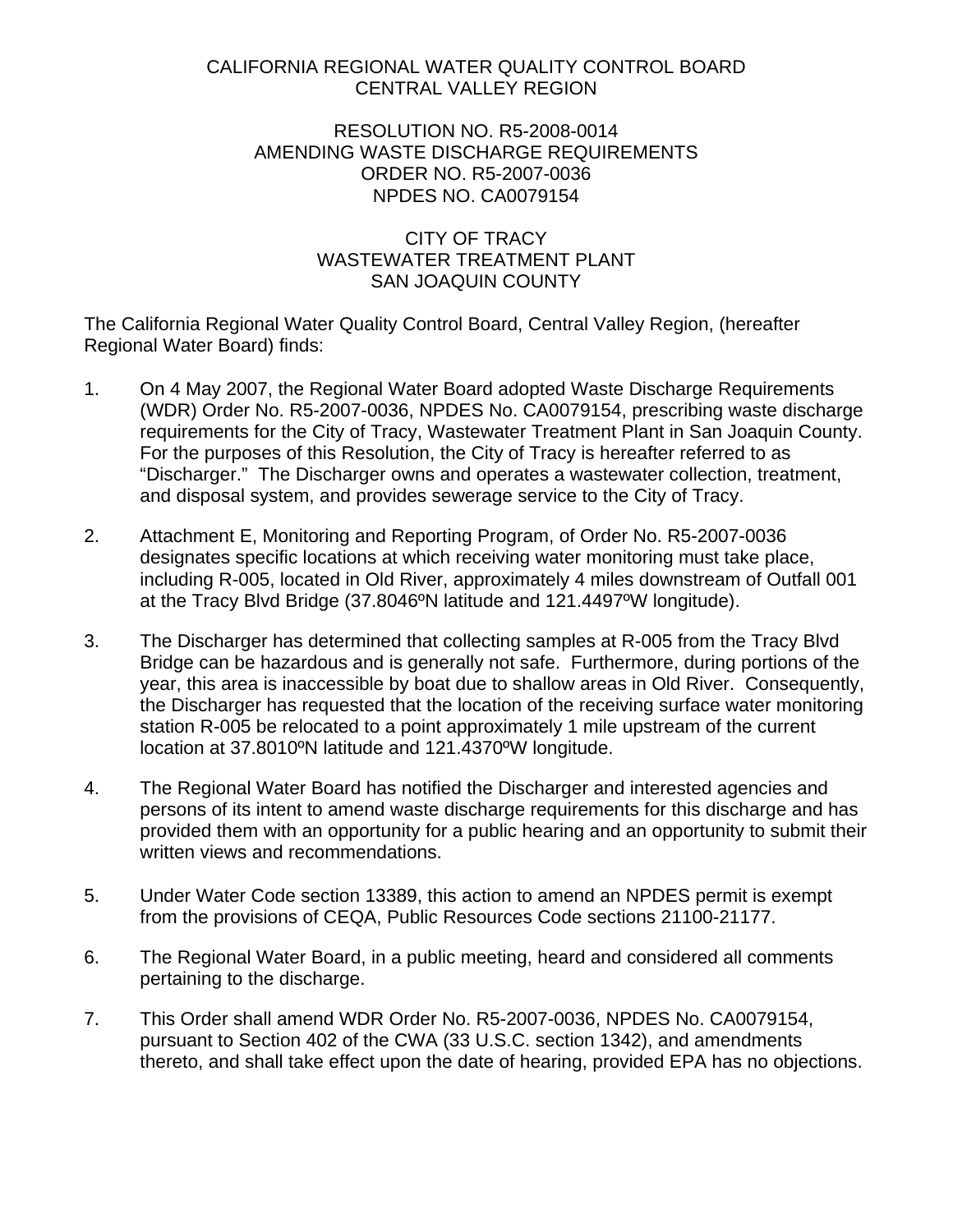CALIFORNIA REGIONAL WATER QUALITY CONTROL BOARD
CENTRAL VALLEY REGION

RESOLUTION NO. R5-2008-0014
AMENDING WASTE DISCHARGE REQUIREMENTS
ORDER NO. R5-2007-0036
NPDES NO. CA0079154

CITY OF TRACY
WASTEWATER TREATMENT PLANT
SAN JOAQUIN COUNTY

The California Regional Water Quality Control Board, Central Valley Region, (hereafter Regional Water Board) finds:

1. On 4 May 2007, the Regional Water Board adopted Waste Discharge Requirements (WDR) Order No. R5-2007-0036, NPDES No. CA0079154, prescribing waste discharge requirements for the City of Tracy, Wastewater Treatment Plant in San Joaquin County. For the purposes of this Resolution, the City of Tracy is hereafter referred to as "Discharger." The Discharger owns and operates a wastewater collection, treatment, and disposal system, and provides sewerage service to the City of Tracy.

2. Attachment E, Monitoring and Reporting Program, of Order No. R5-2007-0036 designates specific locations at which receiving water monitoring must take place, including R-005, located in Old River, approximately 4 miles downstream of Outfall 001 at the Tracy Blvd Bridge (37.8046ºN latitude and 121.4497ºW longitude).

3. The Discharger has determined that collecting samples at R-005 from the Tracy Blvd Bridge can be hazardous and is generally not safe. Furthermore, during portions of the year, this area is inaccessible by boat due to shallow areas in Old River. Consequently, the Discharger has requested that the location of the receiving surface water monitoring station R-005 be relocated to a point approximately 1 mile upstream of the current location at 37.8010ºN latitude and 121.4370ºW longitude.

4. The Regional Water Board has notified the Discharger and interested agencies and persons of its intent to amend waste discharge requirements for this discharge and has provided them with an opportunity for a public hearing and an opportunity to submit their written views and recommendations.

5. Under Water Code section 13389, this action to amend an NPDES permit is exempt from the provisions of CEQA, Public Resources Code sections 21100-21177.

6. The Regional Water Board, in a public meeting, heard and considered all comments pertaining to the discharge.

7. This Order shall amend WDR Order No. R5-2007-0036, NPDES No. CA0079154, pursuant to Section 402 of the CWA (33 U.S.C. section 1342), and amendments thereto, and shall take effect upon the date of hearing, provided EPA has no objections.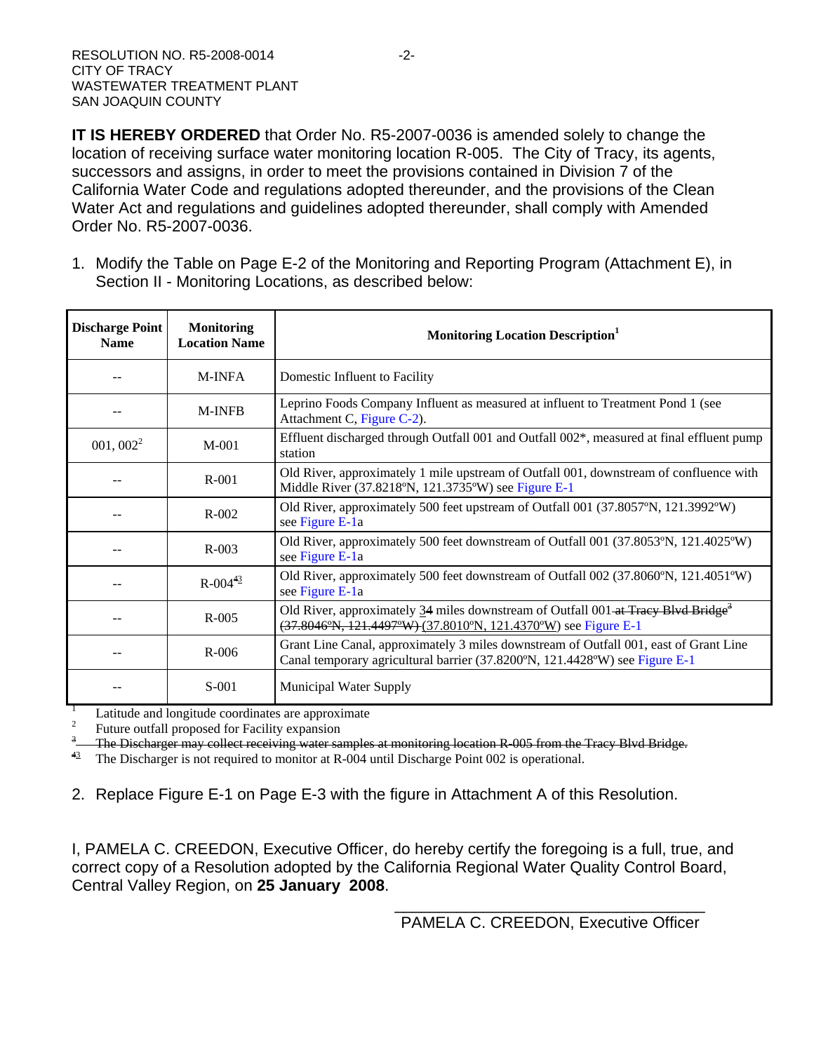**IT IS HEREBY ORDERED** that Order No. R5-2007-0036 is amended solely to change the location of receiving surface water monitoring location R-005. The City of Tracy, its agents, successors and assigns, in order to meet the provisions contained in Division 7 of the California Water Code and regulations adopted thereunder, and the provisions of the Clean Water Act and regulations and guidelines adopted thereunder, shall comply with Amended Order No. R5-2007-0036.

1. Modify the Table on Page E-2 of the Monitoring and Reporting Program (Attachment E), in Section II - Monitoring Locations, as described below:

| Discharge Point Name | Monitoring Location Name | Monitoring Location Description[1] |
|---|---|---|
| -- | M-INFA | Domestic Influent to Facility |
| -- | M-INFB | Leprino Foods Company Influent as measured at influent to Treatment Pond 1 (see Attachment C, Figure C-2). |
| 001, 002[2] | M-001 | Effluent discharged through Outfall 001 and Outfall 002*, measured at final effluent pump station |
| -- | R-001 | Old River, approximately 1 mile upstream of Outfall 001, downstream of confluence with Middle River (37.8218ºN, 121.3735ºW) see Figure E-1 |
| -- | R-002 | Old River, approximately 500 feet upstream of Outfall 001 (37.8057ºN, 121.3992ºW) see Figure E-1a |
| -- | R-003 | Old River, approximately 500 feet downstream of Outfall 001 (37.8053ºN, 121.4025ºW) see Figure E-1a |
| -- | R-004[4][3] | Old River, approximately 500 feet downstream of Outfall 002 (37.8060ºN, 121.4051ºW) see Figure E-1a |
| -- | R-005 | Old River, approximately ~~3~~4 miles downstream of Outfall 001 ~~at Tracy Blvd Bridge[3] (37.8046ºN, 121.4497ºW)~~ (37.8010ºN, 121.4370ºW) see Figure E-1 |
| -- | R-006 | Grant Line Canal, approximately 3 miles downstream of Outfall 001, east of Grant Line Canal temporary agricultural barrier (37.8200ºN, 121.4428ºW) see Figure E-1 |
| -- | S-001 | Municipal Water Supply |

[1] Latitude and longitude coordinates are approximate

[2] Future outfall proposed for Facility expansion

~~[3] The Discharger may collect receiving water samples at monitoring location R-005 from the Tracy Blvd Bridge.~~

~~[4]~~[3] The Discharger is not required to monitor at R-004 until Discharge Point 002 is operational.

2. Replace Figure E-1 on Page E-3 with the figure in Attachment A of this Resolution.

I, PAMELA C. CREEDON, Executive Officer, do hereby certify the foregoing is a full, true, and correct copy of a Resolution adopted by the California Regional Water Quality Control Board, Central Valley Region, on **25 January 2008**.

\_\_\_\_\_\_\_\_\_\_\_\_\_\_\_\_\_\_\_\_\_\_\_\_\_\_\_\_\_\_\_\_\_\_

PAMELA C. CREEDON, Executive Officer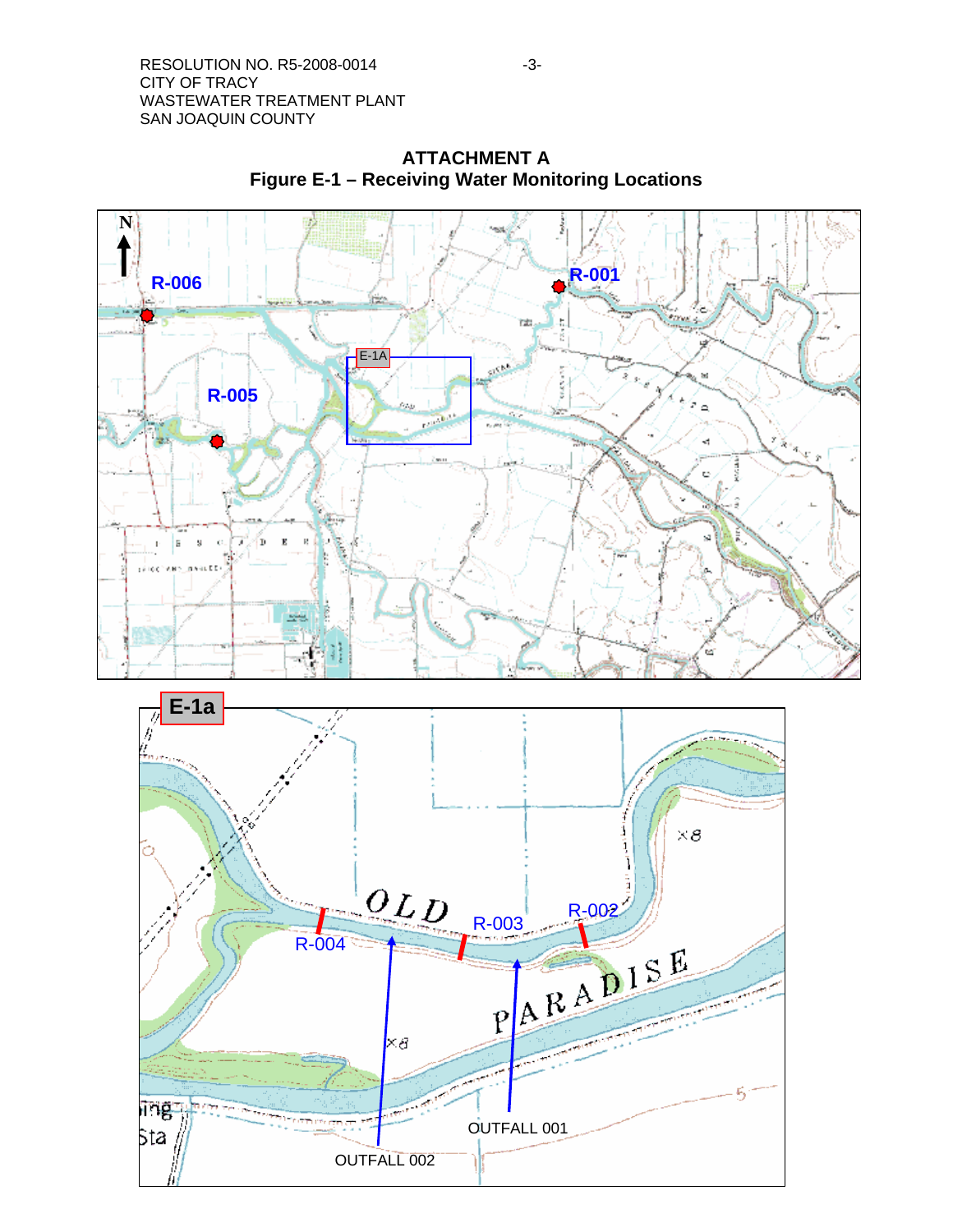## ATTACHMENT A
## Figure E-1 – Receiving Water Monitoring Locations

N

R-006

R-001

E-1A

R-005

E-1a

OLD

R-004

R-003

R-002

PARADISE

OUTFALL 001

OUTFALL 002